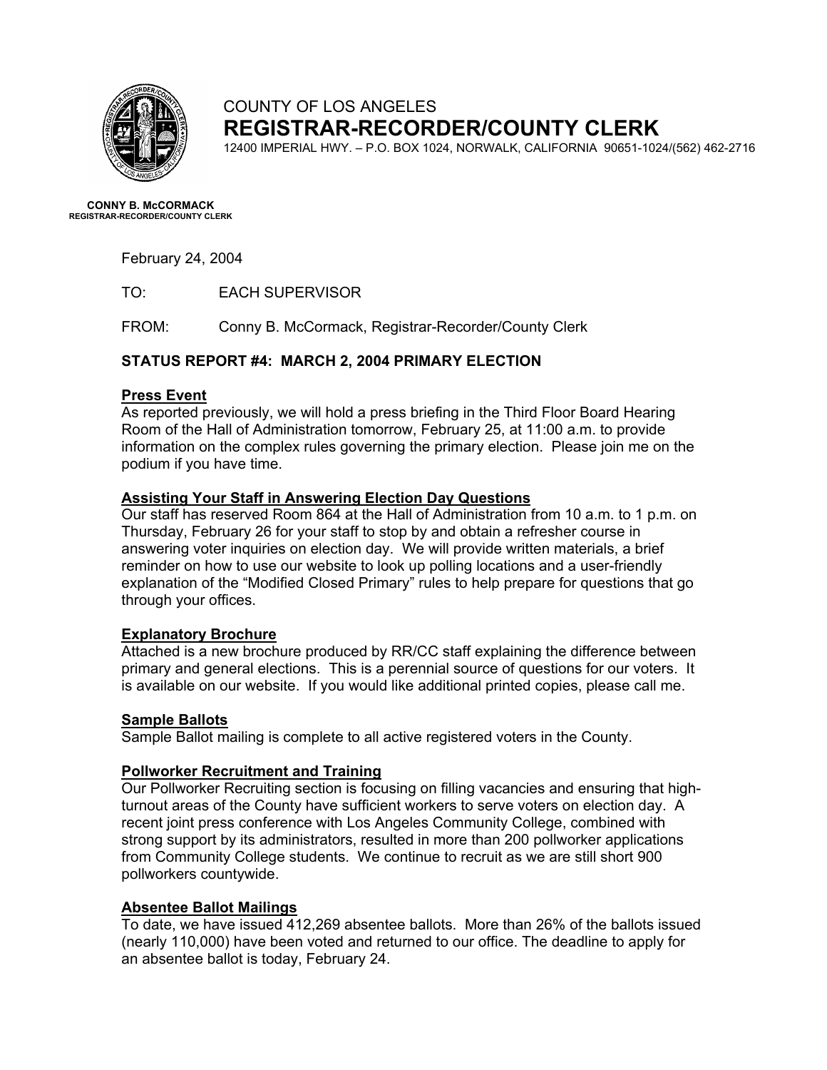COUNTY OF LOS ANGELES

# REGISTRAR-RECORDER/COUNTY CLERK

12400 IMPERIAL HWY. – P.O. BOX 1024, NORWALK, CALIFORNIA 90651-1024/(562) 462-2716

**CONNY B. McCORMACK**
**REGISTRAR-RECORDER/COUNTY CLERK**

February 24, 2004

TO: EACH SUPERVISOR

FROM: Conny B. McCormack, Registrar-Recorder/County Clerk

## STATUS REPORT #4: MARCH 2, 2004 PRIMARY ELECTION

**Press Event**

As reported previously, we will hold a press briefing in the Third Floor Board Hearing Room of the Hall of Administration tomorrow, February 25, at 11:00 a.m. to provide information on the complex rules governing the primary election. Please join me on the podium if you have time.

**Assisting Your Staff in Answering Election Day Questions**

Our staff has reserved Room 864 at the Hall of Administration from 10 a.m. to 1 p.m. on Thursday, February 26 for your staff to stop by and obtain a refresher course in answering voter inquiries on election day. We will provide written materials, a brief reminder on how to use our website to look up polling locations and a user-friendly explanation of the "Modified Closed Primary" rules to help prepare for questions that go through your offices.

**Explanatory Brochure**

Attached is a new brochure produced by RR/CC staff explaining the difference between primary and general elections. This is a perennial source of questions for our voters. It is available on our website. If you would like additional printed copies, please call me.

**Sample Ballots**

Sample Ballot mailing is complete to all active registered voters in the County.

**Pollworker Recruitment and Training**

Our Pollworker Recruiting section is focusing on filling vacancies and ensuring that high-turnout areas of the County have sufficient workers to serve voters on election day. A recent joint press conference with Los Angeles Community College, combined with strong support by its administrators, resulted in more than 200 pollworker applications from Community College students. We continue to recruit as we are still short 900 pollworkers countywide.

**Absentee Ballot Mailings**

To date, we have issued 412,269 absentee ballots. More than 26% of the ballots issued (nearly 110,000) have been voted and returned to our office. The deadline to apply for an absentee ballot is today, February 24.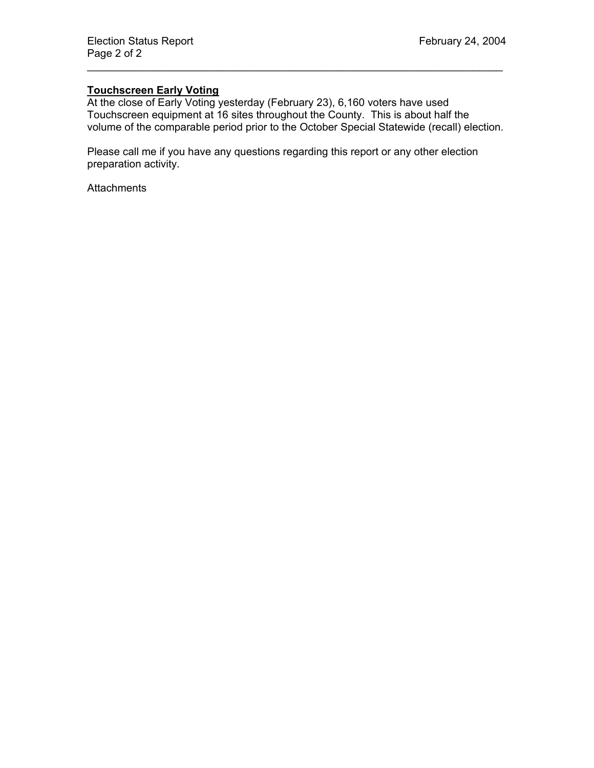## Touchscreen Early Voting

At the close of Early Voting yesterday (February 23), 6,160 voters have used Touchscreen equipment at 16 sites throughout the County. This is about half the volume of the comparable period prior to the October Special Statewide (recall) election.

Please call me if you have any questions regarding this report or any other election preparation activity.

Attachments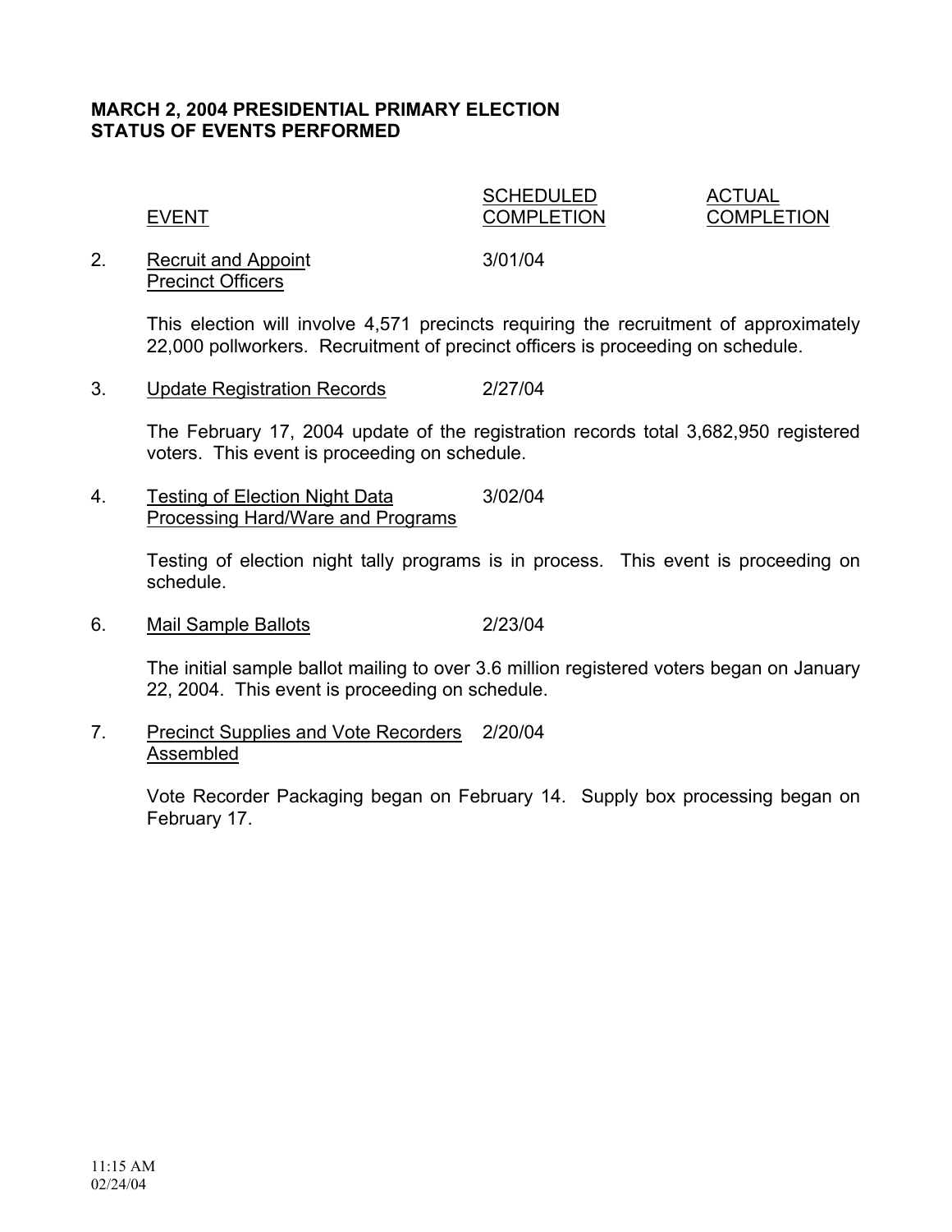**MARCH 2, 2004 PRESIDENTIAL PRIMARY ELECTION**
**STATUS OF EVENTS PERFORMED**

| | EVENT | SCHEDULED COMPLETION | ACTUAL COMPLETION |
|---|---|---|---|
| 2. | Recruit and Appoint Precinct Officers | 3/01/04 | |

This election will involve 4,571 precincts requiring the recruitment of approximately 22,000 pollworkers. Recruitment of precinct officers is proceeding on schedule.

| | EVENT | SCHEDULED COMPLETION | ACTUAL COMPLETION |
|---|---|---|---|
| 3. | Update Registration Records | 2/27/04 | |

The February 17, 2004 update of the registration records total 3,682,950 registered voters. This event is proceeding on schedule.

| | EVENT | SCHEDULED COMPLETION | ACTUAL COMPLETION |
|---|---|---|---|
| 4. | Testing of Election Night Data Processing Hard/Ware and Programs | 3/02/04 | |

Testing of election night tally programs is in process. This event is proceeding on schedule.

| | EVENT | SCHEDULED COMPLETION | ACTUAL COMPLETION |
|---|---|---|---|
| 6. | Mail Sample Ballots | 2/23/04 | |

The initial sample ballot mailing to over 3.6 million registered voters began on January 22, 2004. This event is proceeding on schedule.

| | EVENT | SCHEDULED COMPLETION | ACTUAL COMPLETION |
|---|---|---|---|
| 7. | Precinct Supplies and Vote Recorders Assembled | 2/20/04 | |

Vote Recorder Packaging began on February 14. Supply box processing began on February 17.

11:15 AM
02/24/04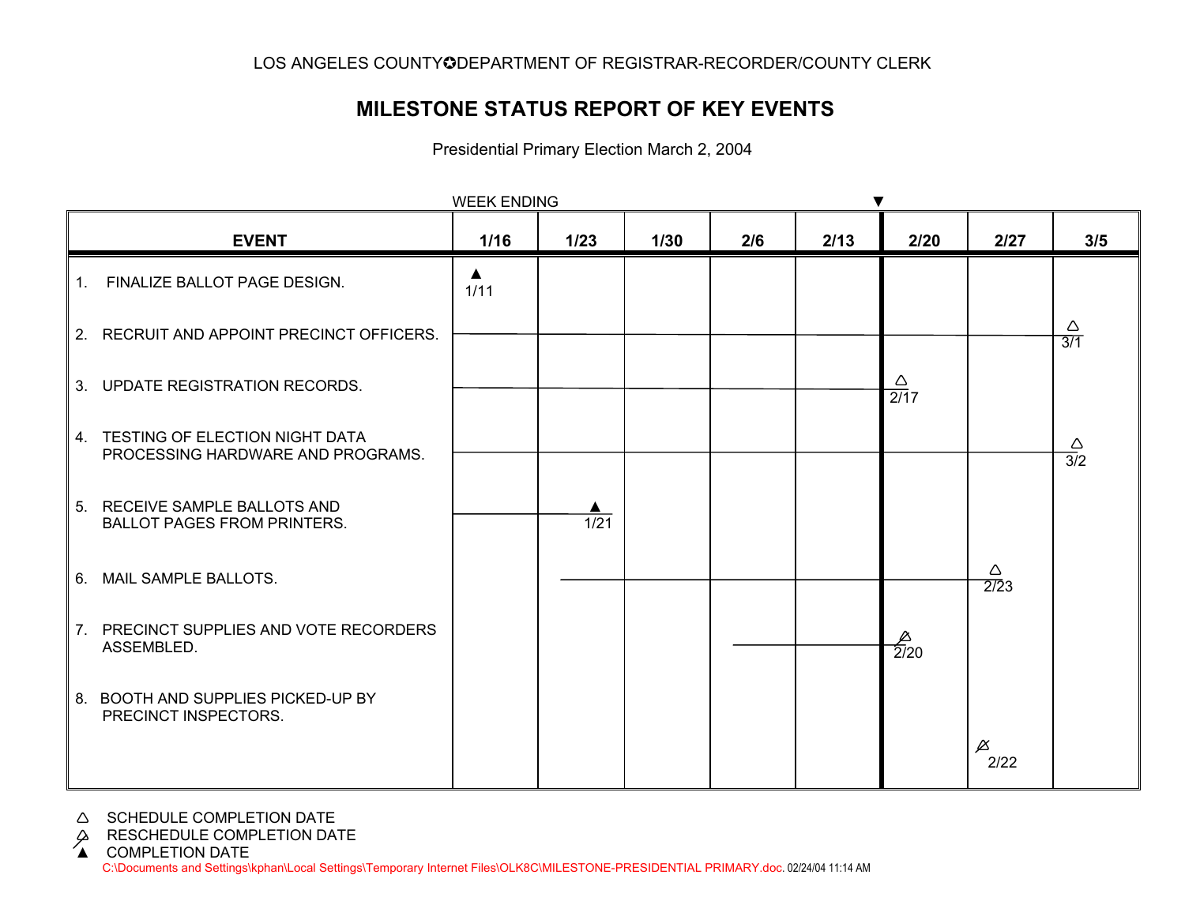LOS ANGELES COUNTY✪DEPARTMENT OF REGISTRAR-RECORDER/COUNTY CLERK

# MILESTONE STATUS REPORT OF KEY EVENTS

Presidential Primary Election March 2, 2004

WEEK ENDING ▼ (2/20)

| EVENT | 1/16 | 1/23 | 1/30 | 2/6 | 2/13 | 2/20 | 2/27 | 3/5 |
|---|---|---|---|---|---|---|---|---|
| 1. FINALIZE BALLOT PAGE DESIGN. | ▲ 1/11 | | | | | | | |
| 2. RECRUIT AND APPOINT PRECINCT OFFICERS. | | | | | | | | △ 3/1 |
| 3. UPDATE REGISTRATION RECORDS. | | | | | | △ 2/17 | | |
| 4. TESTING OF ELECTION NIGHT DATA PROCESSING HARDWARE AND PROGRAMS. | | | | | | | | △ 3/2 |
| 5. RECEIVE SAMPLE BALLOTS AND BALLOT PAGES FROM PRINTERS. | | ▲ 1/21 | | | | | | |
| 6. MAIL SAMPLE BALLOTS. | | | | | | | △ 2/23 | |
| 7. PRECINCT SUPPLIES AND VOTE RECORDERS ASSEMBLED. | | | | | | ⧋ 2/20 | | |
| 8. BOOTH AND SUPPLIES PICKED-UP BY PRECINCT INSPECTORS. | | | | | | | ⧋ 2/22 | |

△ SCHEDULE COMPLETION DATE
⧋ RESCHEDULE COMPLETION DATE
▲ COMPLETION DATE

C:\Documents and Settings\kphan\Local Settings\Temporary Internet Files\OLK8C\MILESTONE-PRESIDENTIAL PRIMARY.doc. 02/24/04 11:14 AM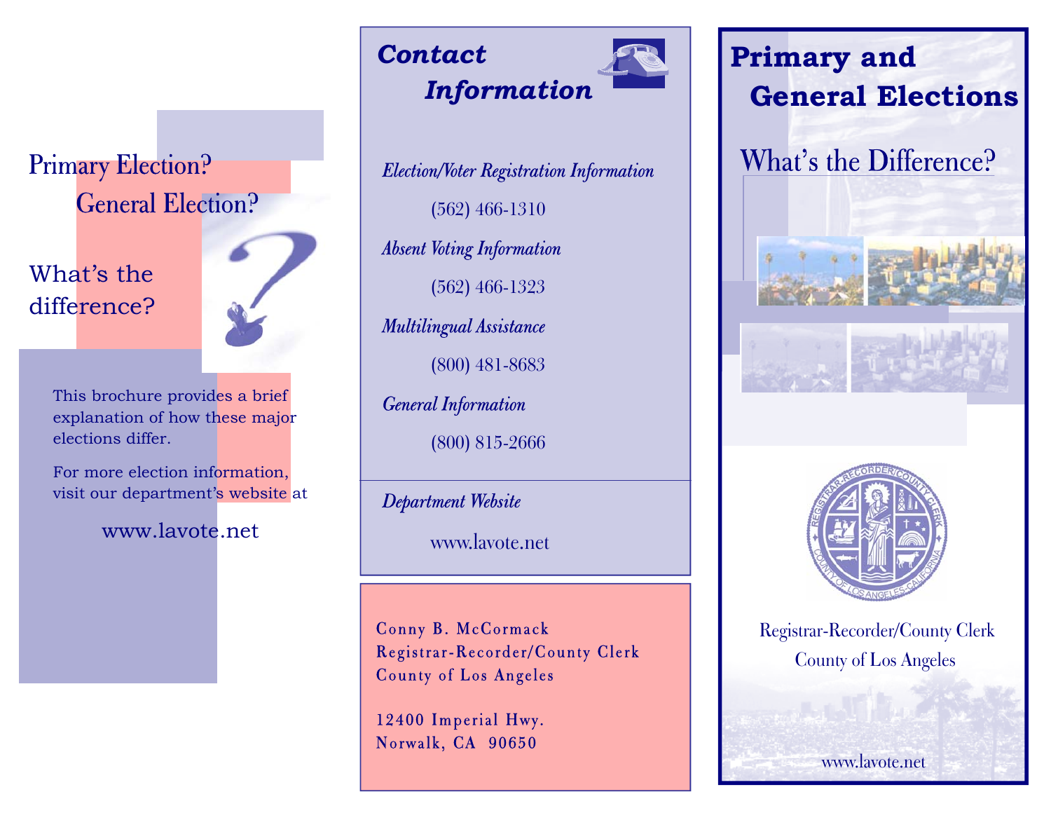Primary Election?

General Election?

What's the difference?

This brochure provides a brief explanation of how these major elections differ.

For more election information, visit our department's website at

www.lavote.net

## *Contact Information*

*Election/Voter Registration Information*

(562) 466-1310

*Absent Voting Information*

(562) 466-1323

*Multilingual Assistance*

(800) 481-8683

*General Information*

(800) 815-2666

*Department Website*

www.lavote.net

Conny B. McCormack
Registrar-Recorder/County Clerk
County of Los Angeles

12400 Imperial Hwy.
Norwalk, CA 90650

# Primary and General Elections

## What's the Difference?

Registrar-Recorder/County Clerk
County of Los Angeles

www.lavote.net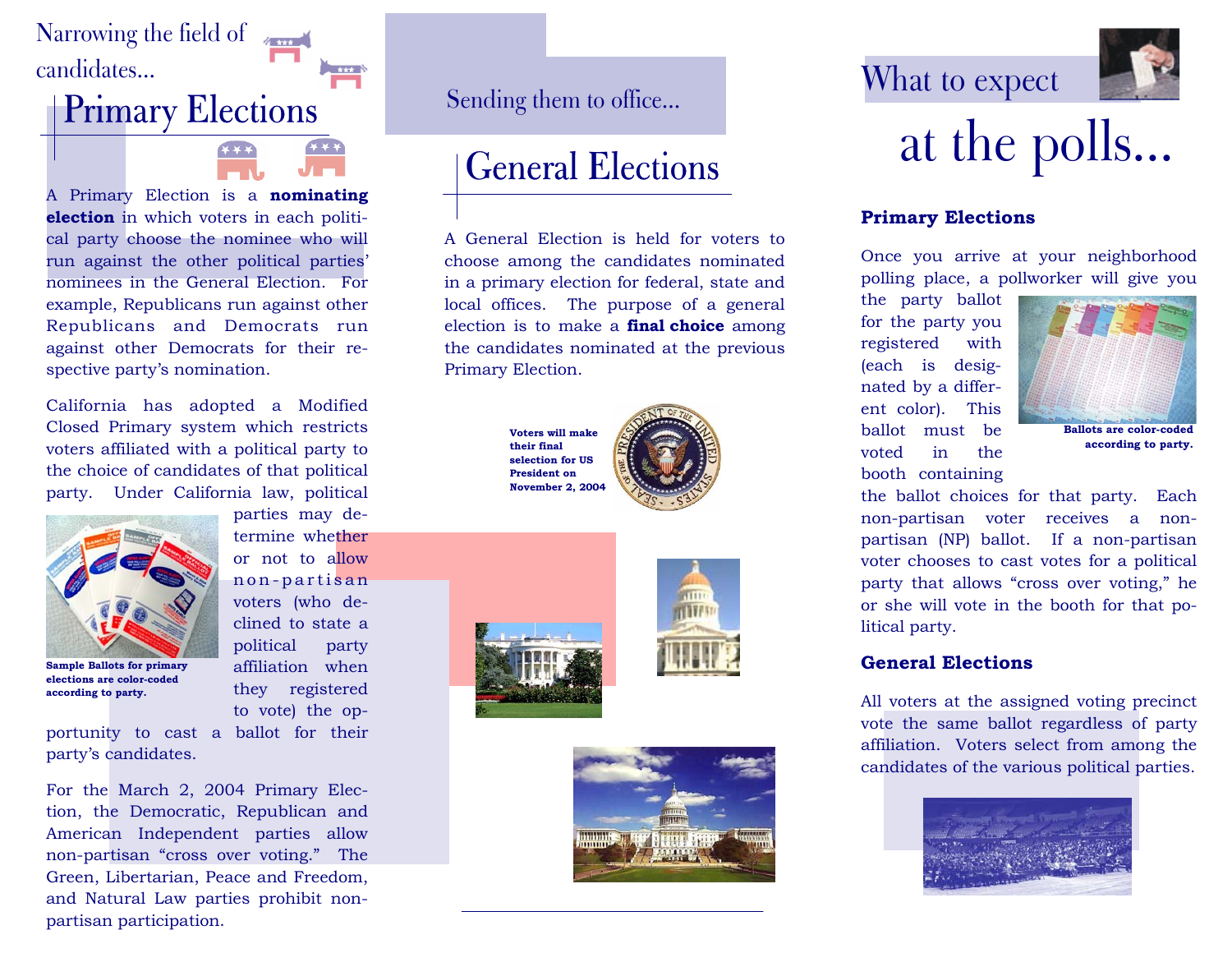Narrowing the field of candidates...

## Primary Elections

A Primary Election is a **nominating election** in which voters in each political party choose the nominee who will run against the other political parties' nominees in the General Election. For example, Republicans run against other Republicans and Democrats run against other Democrats for their respective party's nomination.

California has adopted a Modified Closed Primary system which restricts voters affiliated with a political party to the choice of candidates of that political party. Under California law, political parties may determine whether or not to allow non-partisan voters (who declined to state a political party affiliation when they registered to vote) the opportunity to cast a ballot for their party's candidates.

Sample Ballots for primary elections are color-coded according to party.

For the March 2, 2004 Primary Election, the Democratic, Republican and American Independent parties allow non-partisan "cross over voting." The Green, Libertarian, Peace and Freedom, and Natural Law parties prohibit non-partisan participation.

Sending them to office...

## General Elections

A General Election is held for voters to choose among the candidates nominated in a primary election for federal, state and local offices. The purpose of a general election is to make a **final choice** among the candidates nominated at the previous Primary Election.

Voters will make their final selection for US President on November 2, 2004

What to expect

# at the polls...

### Primary Elections

Once you arrive at your neighborhood polling place, a pollworker will give you the party ballot for the party you registered with (each is designated by a different color). This ballot must be voted in the booth containing the ballot choices for that party. Each non-partisan voter receives a non-partisan (NP) ballot. If a non-partisan voter chooses to cast votes for a political party that allows "cross over voting," he or she will vote in the booth for that political party.

Ballots are color-coded according to party.

### General Elections

All voters at the assigned voting precinct vote the same ballot regardless of party affiliation. Voters select from among the candidates of the various political parties.